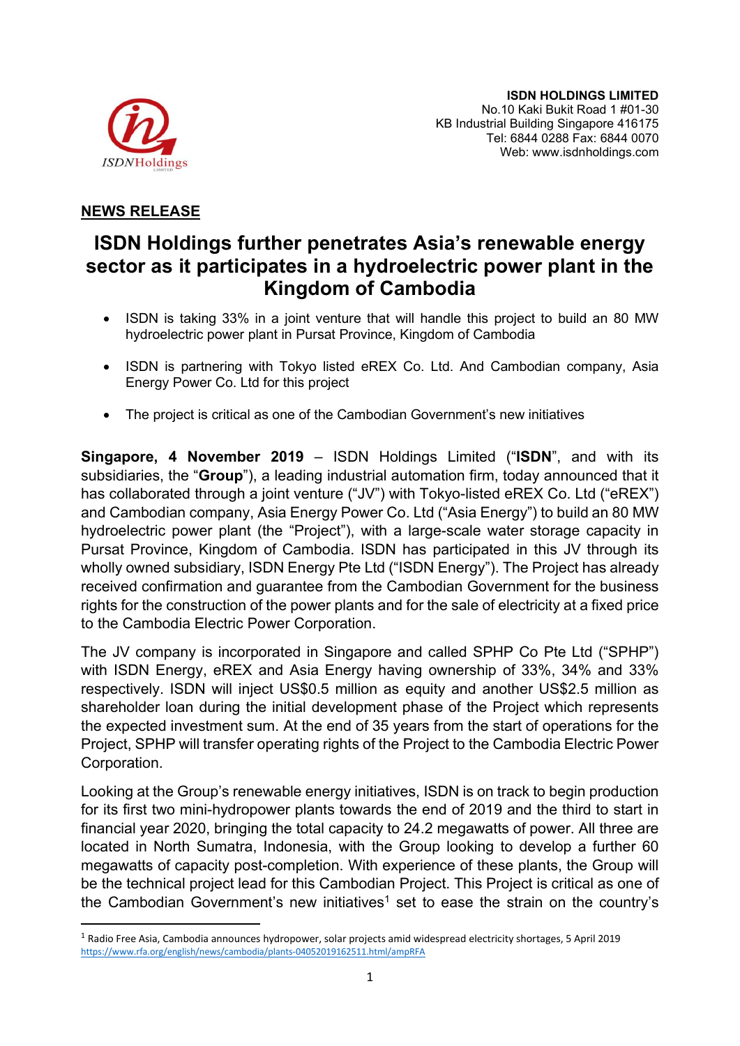**ISDN HOLDINGS LIMITED**
No.10 Kaki Bukit Road 1 #01-30
KB Industrial Building Singapore 416175
Tel: 6844 0288 Fax: 6844 0070
Web: www.isdnholdings.com

**NEWS RELEASE**

# ISDN Holdings further penetrates Asia's renewable energy sector as it participates in a hydroelectric power plant in the Kingdom of Cambodia

- ISDN is taking 33% in a joint venture that will handle this project to build an 80 MW hydroelectric power plant in Pursat Province, Kingdom of Cambodia
- ISDN is partnering with Tokyo listed eREX Co. Ltd. And Cambodian company, Asia Energy Power Co. Ltd for this project
- The project is critical as one of the Cambodian Government's new initiatives

**Singapore, 4 November 2019** – ISDN Holdings Limited ("**ISDN**", and with its subsidiaries, the "**Group**"), a leading industrial automation firm, today announced that it has collaborated through a joint venture ("JV") with Tokyo-listed eREX Co. Ltd ("eREX") and Cambodian company, Asia Energy Power Co. Ltd ("Asia Energy") to build an 80 MW hydroelectric power plant (the "Project"), with a large-scale water storage capacity in Pursat Province, Kingdom of Cambodia. ISDN has participated in this JV through its wholly owned subsidiary, ISDN Energy Pte Ltd ("ISDN Energy"). The Project has already received confirmation and guarantee from the Cambodian Government for the business rights for the construction of the power plants and for the sale of electricity at a fixed price to the Cambodia Electric Power Corporation.

The JV company is incorporated in Singapore and called SPHP Co Pte Ltd ("SPHP") with ISDN Energy, eREX and Asia Energy having ownership of 33%, 34% and 33% respectively. ISDN will inject US$0.5 million as equity and another US$2.5 million as shareholder loan during the initial development phase of the Project which represents the expected investment sum. At the end of 35 years from the start of operations for the Project, SPHP will transfer operating rights of the Project to the Cambodia Electric Power Corporation.

Looking at the Group's renewable energy initiatives, ISDN is on track to begin production for its first two mini-hydropower plants towards the end of 2019 and the third to start in financial year 2020, bringing the total capacity to 24.2 megawatts of power. All three are located in North Sumatra, Indonesia, with the Group looking to develop a further 60 megawatts of capacity post-completion. With experience of these plants, the Group will be the technical project lead for this Cambodian Project. This Project is critical as one of the Cambodian Government's new initiatives[1] set to ease the strain on the country's

---

[1] Radio Free Asia, Cambodia announces hydropower, solar projects amid widespread electricity shortages, 5 April 2019 https://www.rfa.org/english/news/cambodia/plants-04052019162511.html/ampRFA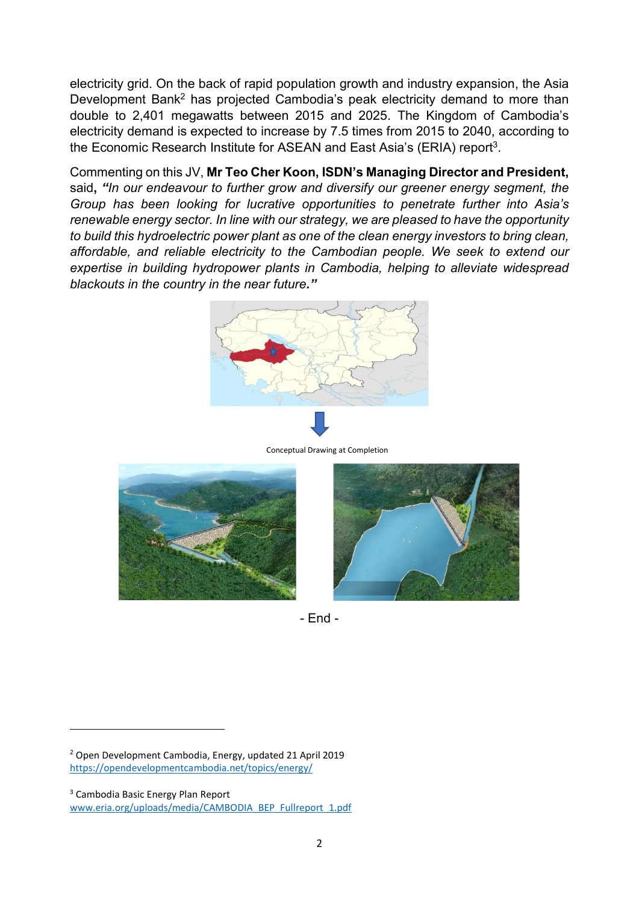electricity grid. On the back of rapid population growth and industry expansion, the Asia Development Bank[2] has projected Cambodia's peak electricity demand to more than double to 2,401 megawatts between 2015 and 2025. The Kingdom of Cambodia's electricity demand is expected to increase by 7.5 times from 2015 to 2040, according to the Economic Research Institute for ASEAN and East Asia's (ERIA) report[3].

Commenting on this JV, **Mr Teo Cher Koon, ISDN's Managing Director and President,** said**,** ***"****In our endeavour to further grow and diversify our greener energy segment, the Group has been looking for lucrative opportunities to penetrate further into Asia's renewable energy sector. In line with our strategy, we are pleased to have the opportunity to build this hydroelectric power plant as one of the clean energy investors to bring clean, affordable, and reliable electricity to the Cambodian people. We seek to extend our expertise in building hydropower plants in Cambodia, helping to alleviate widespread blackouts in the country in the near future****."***

Conceptual Drawing at Completion

- End -

---

[2] Open Development Cambodia, Energy, updated 21 April 2019
https://opendevelopmentcambodia.net/topics/energy/

[3] Cambodia Basic Energy Plan Report
www.eria.org/uploads/media/CAMBODIA_BEP_Fullreport_1.pdf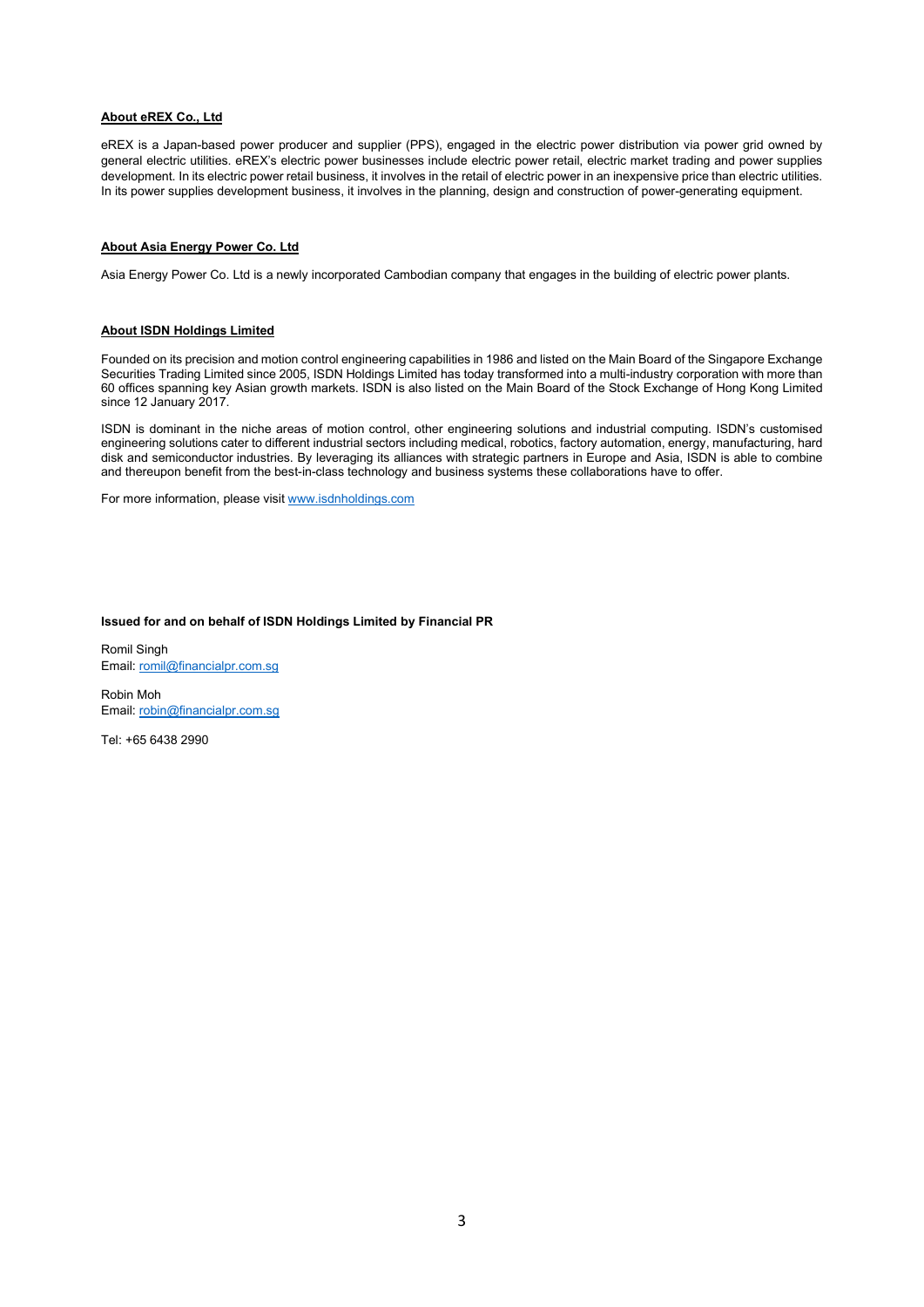**About eREX Co., Ltd**

eREX is a Japan-based power producer and supplier (PPS), engaged in the electric power distribution via power grid owned by general electric utilities. eREX's electric power businesses include electric power retail, electric market trading and power supplies development. In its electric power retail business, it involves in the retail of electric power in an inexpensive price than electric utilities. In its power supplies development business, it involves in the planning, design and construction of power-generating equipment.

**About Asia Energy Power Co. Ltd**

Asia Energy Power Co. Ltd is a newly incorporated Cambodian company that engages in the building of electric power plants.

**About ISDN Holdings Limited**

Founded on its precision and motion control engineering capabilities in 1986 and listed on the Main Board of the Singapore Exchange Securities Trading Limited since 2005, ISDN Holdings Limited has today transformed into a multi-industry corporation with more than 60 offices spanning key Asian growth markets. ISDN is also listed on the Main Board of the Stock Exchange of Hong Kong Limited since 12 January 2017.

ISDN is dominant in the niche areas of motion control, other engineering solutions and industrial computing. ISDN's customised engineering solutions cater to different industrial sectors including medical, robotics, factory automation, energy, manufacturing, hard disk and semiconductor industries. By leveraging its alliances with strategic partners in Europe and Asia, ISDN is able to combine and thereupon benefit from the best-in-class technology and business systems these collaborations have to offer.

For more information, please visit www.isdnholdings.com

**Issued for and on behalf of ISDN Holdings Limited by Financial PR**

Romil Singh
Email: romil@financialpr.com.sg

Robin Moh
Email: robin@financialpr.com.sg

Tel: +65 6438 2990